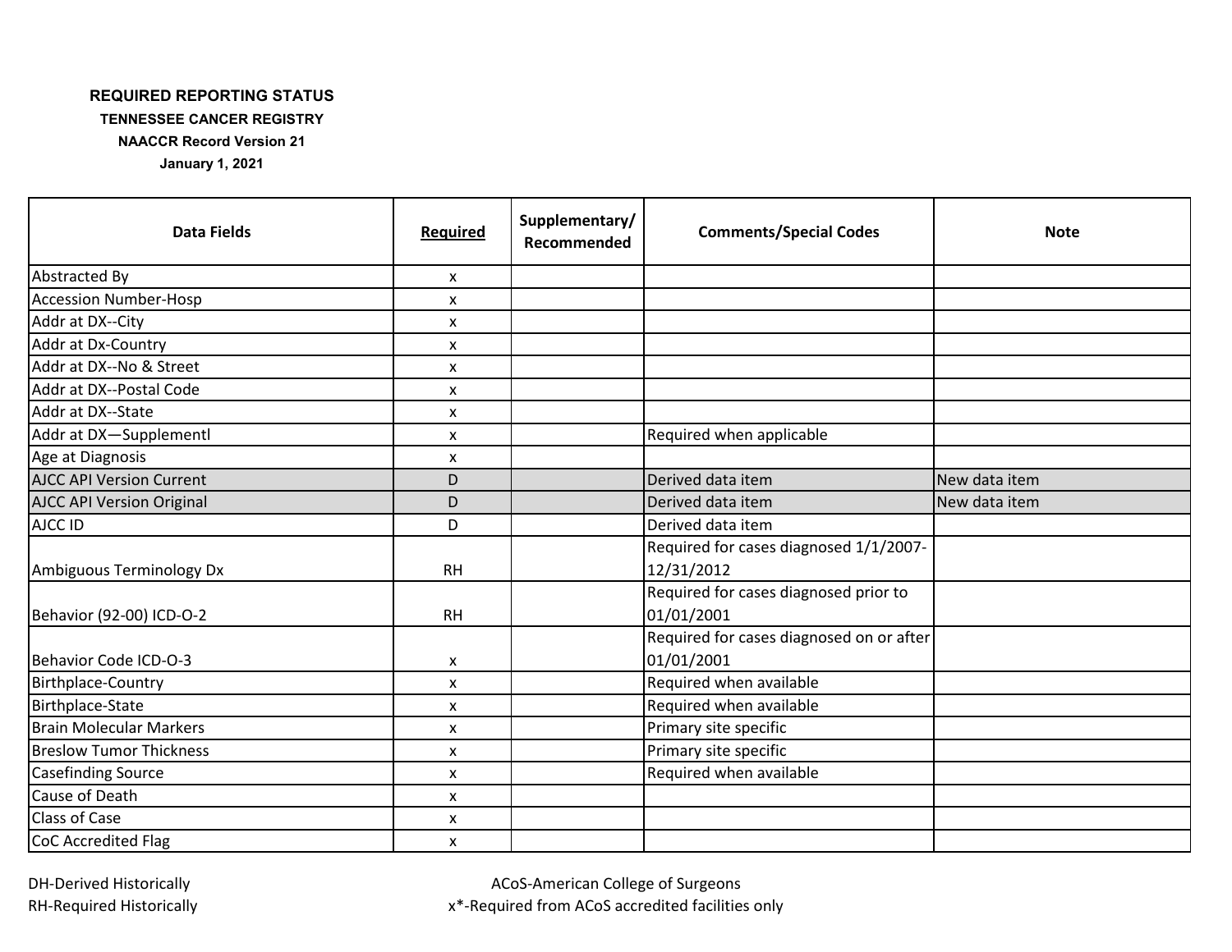**REQUIRED REPORTING STATUS**

**TENNESSEE CANCER REGISTRY**

**NAACCR Record Version 21**

**January 1, 2021**

| Data Fields | Required | Supplementary/ Recommended | Comments/Special Codes | Note |
|---|---|---|---|---|
| Abstracted By | x | | | |
| Accession Number-Hosp | x | | | |
| Addr at DX--City | x | | | |
| Addr at Dx-Country | x | | | |
| Addr at DX--No & Street | x | | | |
| Addr at DX--Postal Code | x | | | |
| Addr at DX--State | x | | | |
| Addr at DX—Supplementl | x | | Required when applicable | |
| Age at Diagnosis | x | | | |
| AJCC API Version Current | D | | Derived data item | New data item |
| AJCC API Version Original | D | | Derived data item | New data item |
| AJCC ID | D | | Derived data item | |
| Ambiguous Terminology Dx | RH | | Required for cases diagnosed 1/1/2007-12/31/2012 | |
| Behavior (92-00) ICD-O-2 | RH | | Required for cases diagnosed prior to 01/01/2001 | |
| Behavior Code ICD-O-3 | x | | Required for cases diagnosed on or after 01/01/2001 | |
| Birthplace-Country | x | | Required when available | |
| Birthplace-State | x | | Required when available | |
| Brain Molecular Markers | x | | Primary site specific | |
| Breslow Tumor Thickness | x | | Primary site specific | |
| Casefinding Source | x | | Required when available | |
| Cause of Death | x | | | |
| Class of Case | x | | | |
| CoC Accredited Flag | x | | | |

DH-Derived Historically

RH-Required Historically

ACoS-American College of Surgeons

x*-Required from ACoS accredited facilities only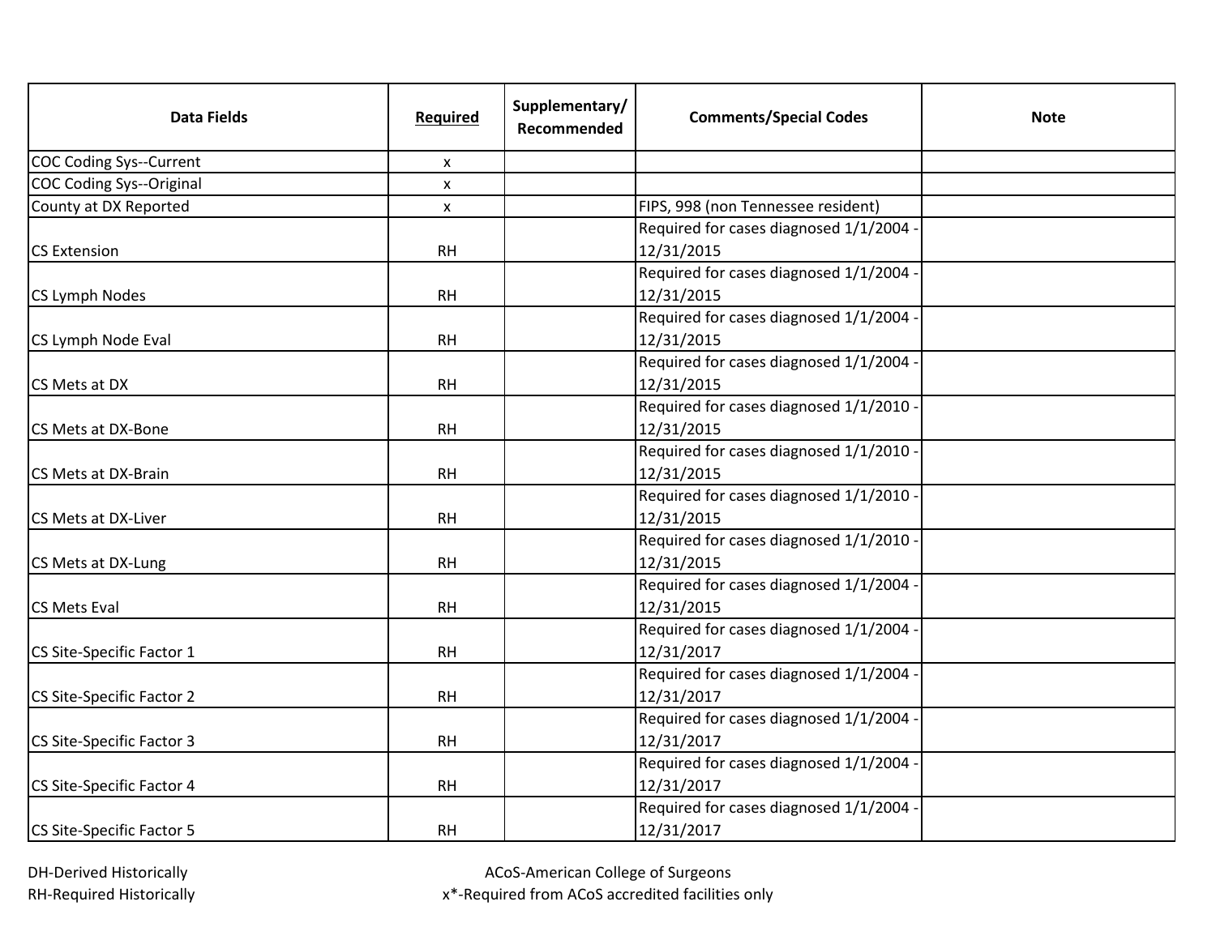| Data Fields | Required | Supplementary/ Recommended | Comments/Special Codes | Note |
|---|---|---|---|---|
| COC Coding Sys--Current | x | | | |
| COC Coding Sys--Original | x | | | |
| County at DX Reported | x | | FIPS, 998 (non Tennessee resident) | |
| CS Extension | RH | | Required for cases diagnosed 1/1/2004 - 12/31/2015 | |
| CS Lymph Nodes | RH | | Required for cases diagnosed 1/1/2004 - 12/31/2015 | |
| CS Lymph Node Eval | RH | | Required for cases diagnosed 1/1/2004 - 12/31/2015 | |
| CS Mets at DX | RH | | Required for cases diagnosed 1/1/2004 - 12/31/2015 | |
| CS Mets at DX-Bone | RH | | Required for cases diagnosed 1/1/2010 - 12/31/2015 | |
| CS Mets at DX-Brain | RH | | Required for cases diagnosed 1/1/2010 - 12/31/2015 | |
| CS Mets at DX-Liver | RH | | Required for cases diagnosed 1/1/2010 - 12/31/2015 | |
| CS Mets at DX-Lung | RH | | Required for cases diagnosed 1/1/2010 - 12/31/2015 | |
| CS Mets Eval | RH | | Required for cases diagnosed 1/1/2004 - 12/31/2015 | |
| CS Site-Specific Factor 1 | RH | | Required for cases diagnosed 1/1/2004 - 12/31/2017 | |
| CS Site-Specific Factor 2 | RH | | Required for cases diagnosed 1/1/2004 - 12/31/2017 | |
| CS Site-Specific Factor 3 | RH | | Required for cases diagnosed 1/1/2004 - 12/31/2017 | |
| CS Site-Specific Factor 4 | RH | | Required for cases diagnosed 1/1/2004 - 12/31/2017 | |
| CS Site-Specific Factor 5 | RH | | Required for cases diagnosed 1/1/2004 - 12/31/2017 | |

DH-Derived Historically
RH-Required Historically

ACoS-American College of Surgeons
x*-Required from ACoS accredited facilities only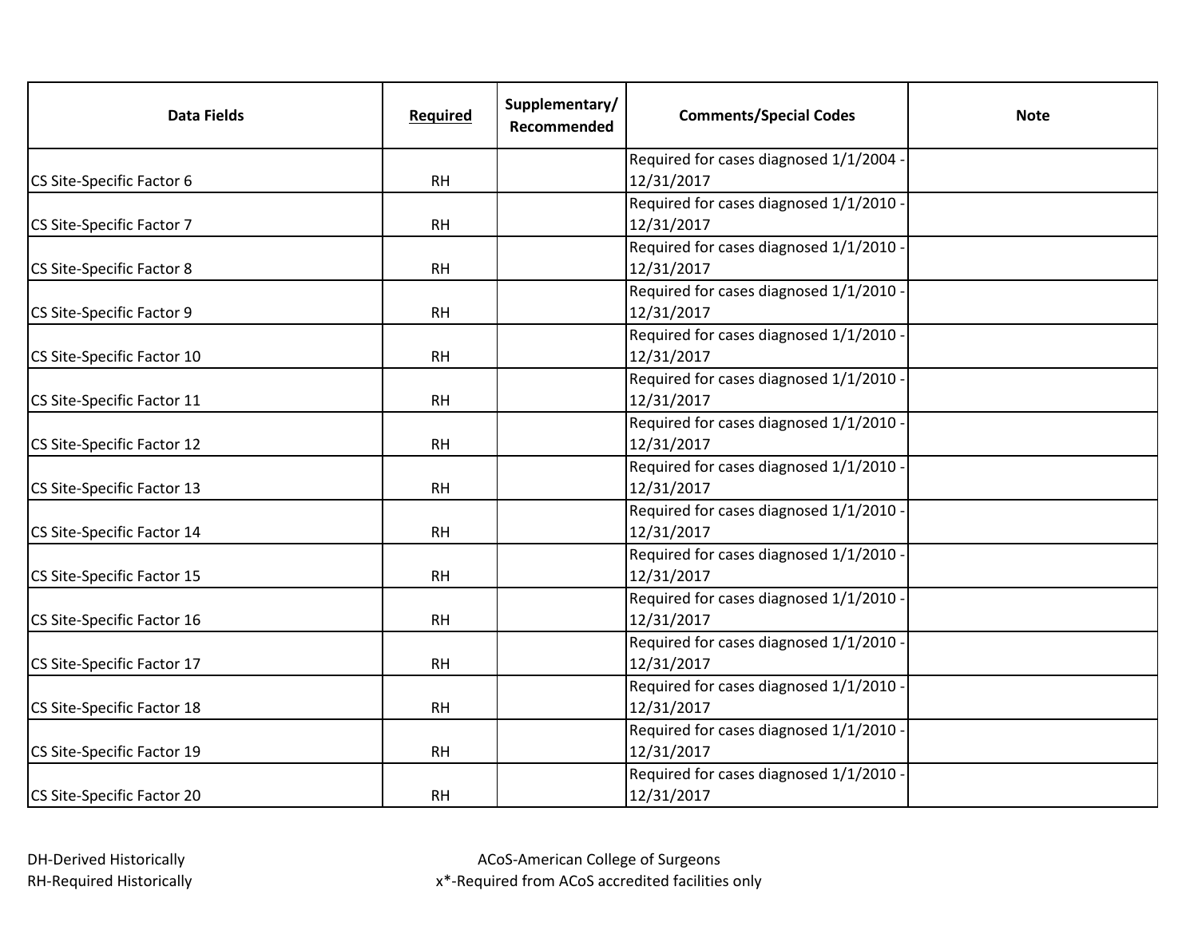| Data Fields | Required | Supplementary/ Recommended | Comments/Special Codes | Note |
|---|---|---|---|---|
| CS Site-Specific Factor 6 | RH | | Required for cases diagnosed 1/1/2004 - 12/31/2017 | |
| CS Site-Specific Factor 7 | RH | | Required for cases diagnosed 1/1/2010 - 12/31/2017 | |
| CS Site-Specific Factor 8 | RH | | Required for cases diagnosed 1/1/2010 - 12/31/2017 | |
| CS Site-Specific Factor 9 | RH | | Required for cases diagnosed 1/1/2010 - 12/31/2017 | |
| CS Site-Specific Factor 10 | RH | | Required for cases diagnosed 1/1/2010 - 12/31/2017 | |
| CS Site-Specific Factor 11 | RH | | Required for cases diagnosed 1/1/2010 - 12/31/2017 | |
| CS Site-Specific Factor 12 | RH | | Required for cases diagnosed 1/1/2010 - 12/31/2017 | |
| CS Site-Specific Factor 13 | RH | | Required for cases diagnosed 1/1/2010 - 12/31/2017 | |
| CS Site-Specific Factor 14 | RH | | Required for cases diagnosed 1/1/2010 - 12/31/2017 | |
| CS Site-Specific Factor 15 | RH | | Required for cases diagnosed 1/1/2010 - 12/31/2017 | |
| CS Site-Specific Factor 16 | RH | | Required for cases diagnosed 1/1/2010 - 12/31/2017 | |
| CS Site-Specific Factor 17 | RH | | Required for cases diagnosed 1/1/2010 - 12/31/2017 | |
| CS Site-Specific Factor 18 | RH | | Required for cases diagnosed 1/1/2010 - 12/31/2017 | |
| CS Site-Specific Factor 19 | RH | | Required for cases diagnosed 1/1/2010 - 12/31/2017 | |
| CS Site-Specific Factor 20 | RH | | Required for cases diagnosed 1/1/2010 - 12/31/2017 | |

DH-Derived Historically
RH-Required Historically

ACoS-American College of Surgeons
x*-Required from ACoS accredited facilities only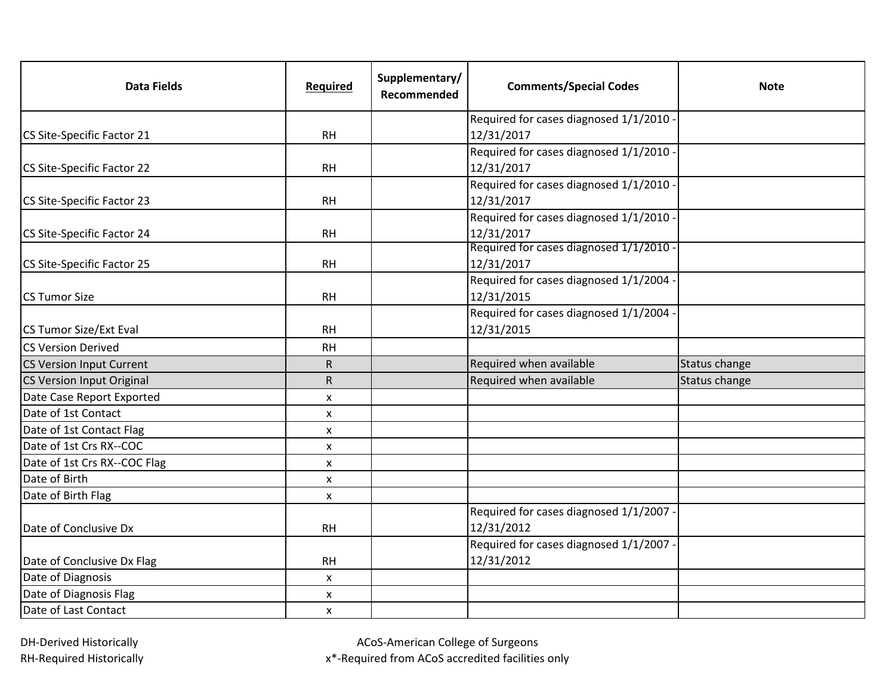| Data Fields | Required | Supplementary/ Recommended | Comments/Special Codes | Note |
|---|---|---|---|---|
| CS Site-Specific Factor 21 | RH | | Required for cases diagnosed 1/1/2010 - 12/31/2017 | |
| CS Site-Specific Factor 22 | RH | | Required for cases diagnosed 1/1/2010 - 12/31/2017 | |
| CS Site-Specific Factor 23 | RH | | Required for cases diagnosed 1/1/2010 - 12/31/2017 | |
| CS Site-Specific Factor 24 | RH | | Required for cases diagnosed 1/1/2010 - 12/31/2017 | |
| CS Site-Specific Factor 25 | RH | | Required for cases diagnosed 1/1/2010 - 12/31/2017 | |
| CS Tumor Size | RH | | Required for cases diagnosed 1/1/2004 - 12/31/2015 | |
| CS Tumor Size/Ext Eval | RH | | Required for cases diagnosed 1/1/2004 - 12/31/2015 | |
| CS Version Derived | RH | | | |
| CS Version Input Current | R | | Required when available | Status change |
| CS Version Input Original | R | | Required when available | Status change |
| Date Case Report Exported | x | | | |
| Date of 1st Contact | x | | | |
| Date of 1st Contact Flag | x | | | |
| Date of 1st Crs RX--COC | x | | | |
| Date of 1st Crs RX--COC Flag | x | | | |
| Date of Birth | x | | | |
| Date of Birth Flag | x | | | |
| Date of Conclusive Dx | RH | | Required for cases diagnosed 1/1/2007 - 12/31/2012 | |
| Date of Conclusive Dx Flag | RH | | Required for cases diagnosed 1/1/2007 - 12/31/2012 | |
| Date of Diagnosis | x | | | |
| Date of Diagnosis Flag | x | | | |
| Date of Last Contact | x | | | |

DH-Derived Historically
RH-Required Historically

ACoS-American College of Surgeons
x*-Required from ACoS accredited facilities only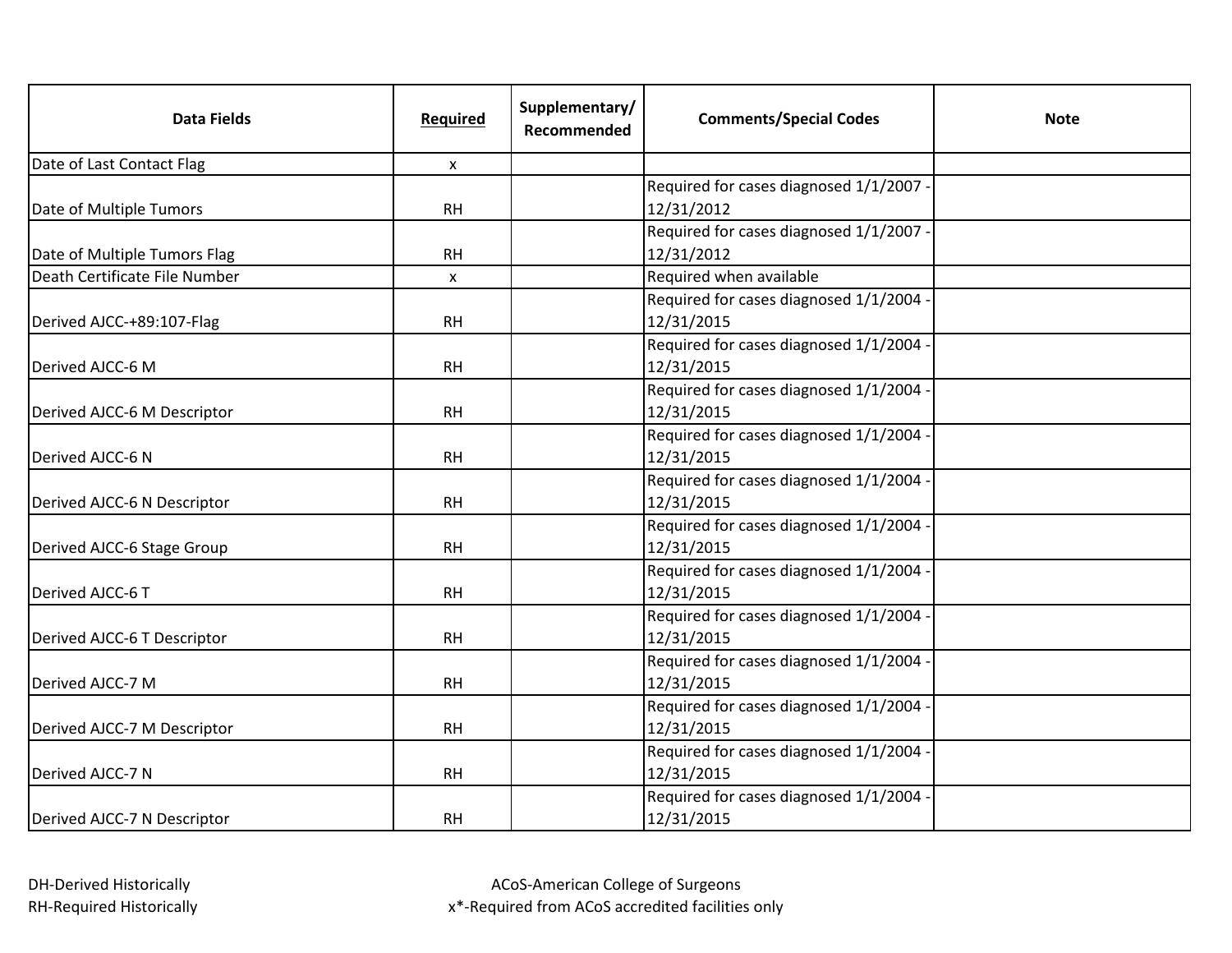| Data Fields | Required | Supplementary/ Recommended | Comments/Special Codes | Note |
|---|---|---|---|---|
| Date of Last Contact Flag | x | | | |
| Date of Multiple Tumors | RH | | Required for cases diagnosed 1/1/2007 - 12/31/2012 | |
| Date of Multiple Tumors Flag | RH | | Required for cases diagnosed 1/1/2007 - 12/31/2012 | |
| Death Certificate File Number | x | | Required when available | |
| Derived AJCC-+89:107-Flag | RH | | Required for cases diagnosed 1/1/2004 - 12/31/2015 | |
| Derived AJCC-6 M | RH | | Required for cases diagnosed 1/1/2004 - 12/31/2015 | |
| Derived AJCC-6 M Descriptor | RH | | Required for cases diagnosed 1/1/2004 - 12/31/2015 | |
| Derived AJCC-6 N | RH | | Required for cases diagnosed 1/1/2004 - 12/31/2015 | |
| Derived AJCC-6 N Descriptor | RH | | Required for cases diagnosed 1/1/2004 - 12/31/2015 | |
| Derived AJCC-6 Stage Group | RH | | Required for cases diagnosed 1/1/2004 - 12/31/2015 | |
| Derived AJCC-6 T | RH | | Required for cases diagnosed 1/1/2004 - 12/31/2015 | |
| Derived AJCC-6 T Descriptor | RH | | Required for cases diagnosed 1/1/2004 - 12/31/2015 | |
| Derived AJCC-7 M | RH | | Required for cases diagnosed 1/1/2004 - 12/31/2015 | |
| Derived AJCC-7 M Descriptor | RH | | Required for cases diagnosed 1/1/2004 - 12/31/2015 | |
| Derived AJCC-7 N | RH | | Required for cases diagnosed 1/1/2004 - 12/31/2015 | |
| Derived AJCC-7 N Descriptor | RH | | Required for cases diagnosed 1/1/2004 - 12/31/2015 | |

DH-Derived Historically
RH-Required Historically

ACoS-American College of Surgeons
x*-Required from ACoS accredited facilities only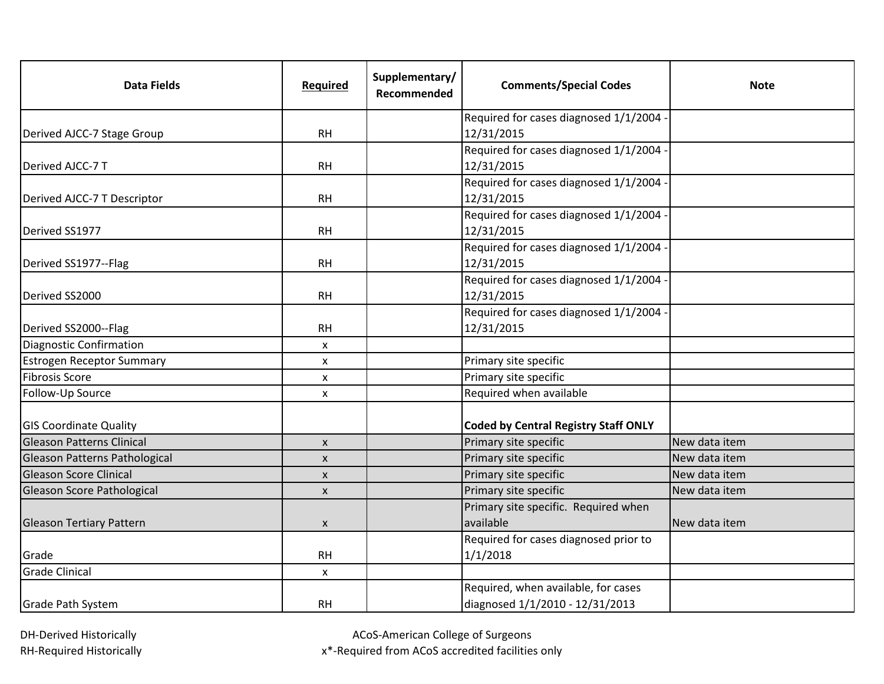| Data Fields | Required | Supplementary/ Recommended | Comments/Special Codes | Note |
|---|---|---|---|---|
| Derived AJCC-7 Stage Group | RH | | Required for cases diagnosed 1/1/2004 - 12/31/2015 | |
| Derived AJCC-7 T | RH | | Required for cases diagnosed 1/1/2004 - 12/31/2015 | |
| Derived AJCC-7 T Descriptor | RH | | Required for cases diagnosed 1/1/2004 - 12/31/2015 | |
| Derived SS1977 | RH | | Required for cases diagnosed 1/1/2004 - 12/31/2015 | |
| Derived SS1977--Flag | RH | | Required for cases diagnosed 1/1/2004 - 12/31/2015 | |
| Derived SS2000 | RH | | Required for cases diagnosed 1/1/2004 - 12/31/2015 | |
| Derived SS2000--Flag | RH | | Required for cases diagnosed 1/1/2004 - 12/31/2015 | |
| Diagnostic Confirmation | x | | | |
| Estrogen Receptor Summary | x | | Primary site specific | |
| Fibrosis Score | x | | Primary site specific | |
| Follow-Up Source | x | | Required when available | |
| GIS Coordinate Quality | | | **Coded by Central Registry Staff ONLY** | |
| Gleason Patterns Clinical | x | | Primary site specific | New data item |
| Gleason Patterns Pathological | x | | Primary site specific | New data item |
| Gleason Score Clinical | x | | Primary site specific | New data item |
| Gleason Score Pathological | x | | Primary site specific | New data item |
| Gleason Tertiary Pattern | x | | Primary site specific. Required when available | New data item |
| Grade | RH | | Required for cases diagnosed prior to 1/1/2018 | |
| Grade Clinical | x | | | |
| Grade Path System | RH | | Required, when available, for cases diagnosed 1/1/2010 - 12/31/2013 | |

DH-Derived Historically
RH-Required Historically

ACoS-American College of Surgeons
x*-Required from ACoS accredited facilities only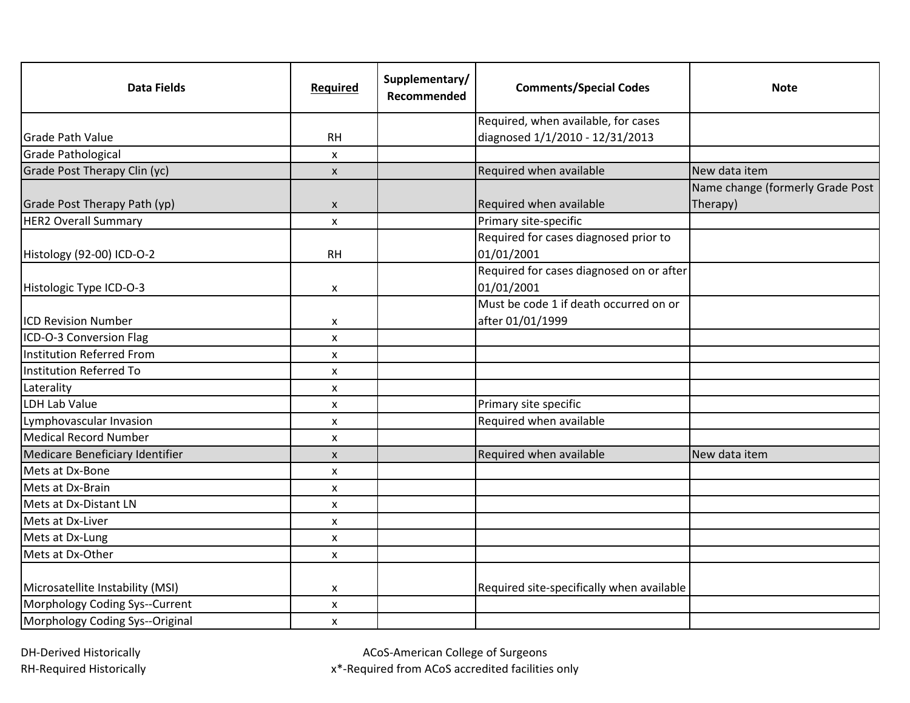| Data Fields | Required | Supplementary/ Recommended | Comments/Special Codes | Note |
|---|---|---|---|---|
| Grade Path Value | RH | | Required, when available, for cases diagnosed 1/1/2010 - 12/31/2013 | |
| Grade Pathological | x | | | |
| Grade Post Therapy Clin (yc) | x | | Required when available | New data item |
| Grade Post Therapy Path (yp) | x | | Required when available | Name change (formerly Grade Post Therapy) |
| HER2 Overall Summary | x | | Primary site-specific | |
| Histology (92-00) ICD-O-2 | RH | | Required for cases diagnosed prior to 01/01/2001 | |
| Histologic Type ICD-O-3 | x | | Required for cases diagnosed on or after 01/01/2001 | |
| ICD Revision Number | x | | Must be code 1 if death occurred on or after 01/01/1999 | |
| ICD-O-3 Conversion Flag | x | | | |
| Institution Referred From | x | | | |
| Institution Referred To | x | | | |
| Laterality | x | | | |
| LDH Lab Value | x | | Primary site specific | |
| Lymphovascular Invasion | x | | Required when available | |
| Medical Record Number | x | | | |
| Medicare Beneficiary Identifier | x | | Required when available | New data item |
| Mets at Dx-Bone | x | | | |
| Mets at Dx-Brain | x | | | |
| Mets at Dx-Distant LN | x | | | |
| Mets at Dx-Liver | x | | | |
| Mets at Dx-Lung | x | | | |
| Mets at Dx-Other | x | | | |
| Microsatellite Instability (MSI) | x | | Required site-specifically when available | |
| Morphology Coding Sys--Current | x | | | |
| Morphology Coding Sys--Original | x | | | |

DH-Derived Historically
RH-Required Historically

ACoS-American College of Surgeons
x*-Required from ACoS accredited facilities only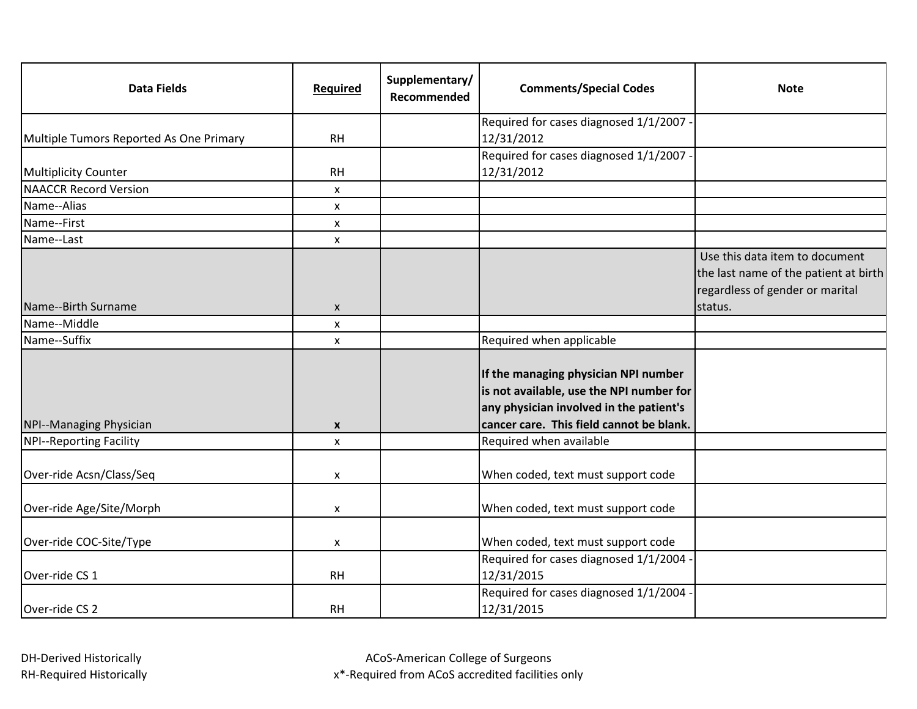| Data Fields | Required | Supplementary/ Recommended | Comments/Special Codes | Note |
|---|---|---|---|---|
| Multiple Tumors Reported As One Primary | RH | | Required for cases diagnosed 1/1/2007 - 12/31/2012 | |
| Multiplicity Counter | RH | | Required for cases diagnosed 1/1/2007 - 12/31/2012 | |
| NAACCR Record Version | x | | | |
| Name--Alias | x | | | |
| Name--First | x | | | |
| Name--Last | x | | | |
| Name--Birth Surname | x | | | Use this data item to document the last name of the patient at birth regardless of gender or marital status. |
| Name--Middle | x | | | |
| Name--Suffix | x | | Required when applicable | |
| NPI--Managing Physician | **x** | | **If the managing physician NPI number is not available, use the NPI number for any physician involved in the patient's cancer care. This field cannot be blank.** | |
| NPI--Reporting Facility | x | | Required when available | |
| Over-ride Acsn/Class/Seq | x | | When coded, text must support code | |
| Over-ride Age/Site/Morph | x | | When coded, text must support code | |
| Over-ride COC-Site/Type | x | | When coded, text must support code | |
| Over-ride CS 1 | RH | | Required for cases diagnosed 1/1/2004 - 12/31/2015 | |
| Over-ride CS 2 | RH | | Required for cases diagnosed 1/1/2004 - 12/31/2015 | |

DH-Derived Historically
RH-Required Historically

ACoS-American College of Surgeons
x*-Required from ACoS accredited facilities only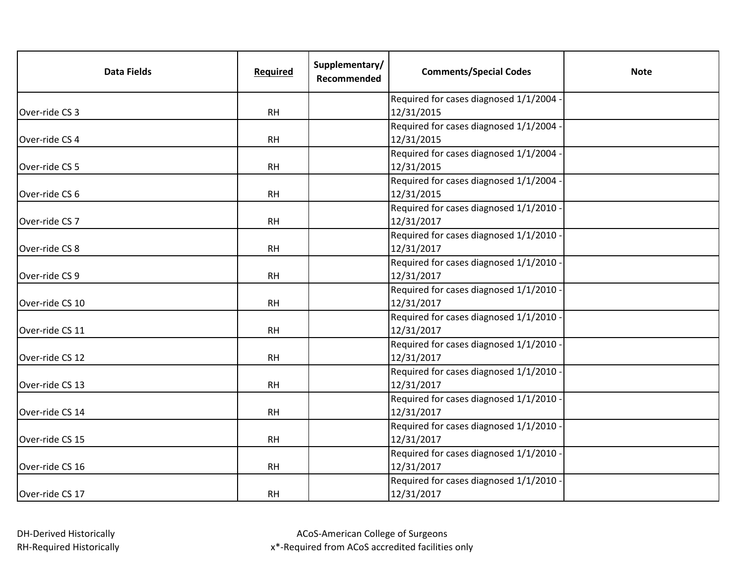| Data Fields | Required | Supplementary/ Recommended | Comments/Special Codes | Note |
|---|---|---|---|---|
| Over-ride CS 3 | RH | | Required for cases diagnosed 1/1/2004 - 12/31/2015 | |
| Over-ride CS 4 | RH | | Required for cases diagnosed 1/1/2004 - 12/31/2015 | |
| Over-ride CS 5 | RH | | Required for cases diagnosed 1/1/2004 - 12/31/2015 | |
| Over-ride CS 6 | RH | | Required for cases diagnosed 1/1/2004 - 12/31/2015 | |
| Over-ride CS 7 | RH | | Required for cases diagnosed 1/1/2010 - 12/31/2017 | |
| Over-ride CS 8 | RH | | Required for cases diagnosed 1/1/2010 - 12/31/2017 | |
| Over-ride CS 9 | RH | | Required for cases diagnosed 1/1/2010 - 12/31/2017 | |
| Over-ride CS 10 | RH | | Required for cases diagnosed 1/1/2010 - 12/31/2017 | |
| Over-ride CS 11 | RH | | Required for cases diagnosed 1/1/2010 - 12/31/2017 | |
| Over-ride CS 12 | RH | | Required for cases diagnosed 1/1/2010 - 12/31/2017 | |
| Over-ride CS 13 | RH | | Required for cases diagnosed 1/1/2010 - 12/31/2017 | |
| Over-ride CS 14 | RH | | Required for cases diagnosed 1/1/2010 - 12/31/2017 | |
| Over-ride CS 15 | RH | | Required for cases diagnosed 1/1/2010 - 12/31/2017 | |
| Over-ride CS 16 | RH | | Required for cases diagnosed 1/1/2010 - 12/31/2017 | |
| Over-ride CS 17 | RH | | Required for cases diagnosed 1/1/2010 - 12/31/2017 | |

DH-Derived Historically
RH-Required Historically

ACoS-American College of Surgeons
x*-Required from ACoS accredited facilities only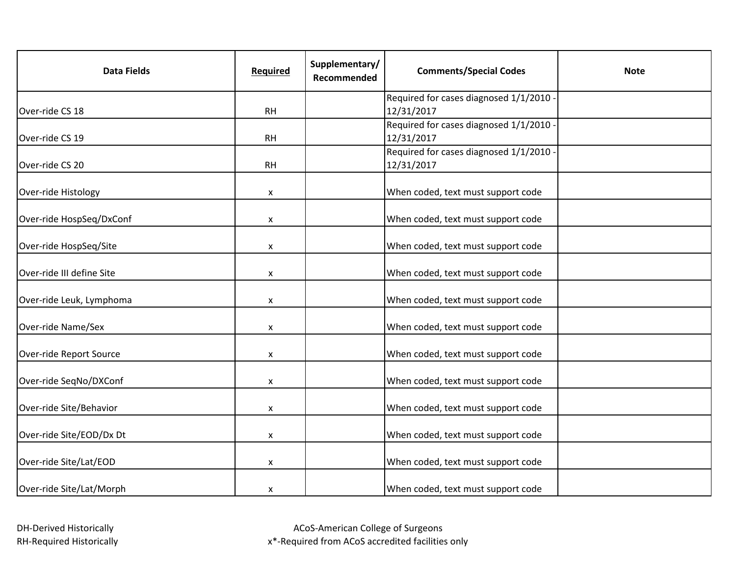| Data Fields | Required | Supplementary/ Recommended | Comments/Special Codes | Note |
|---|---|---|---|---|
| Over-ride CS 18 | RH | | Required for cases diagnosed 1/1/2010 - 12/31/2017 | |
| Over-ride CS 19 | RH | | Required for cases diagnosed 1/1/2010 - 12/31/2017 | |
| Over-ride CS 20 | RH | | Required for cases diagnosed 1/1/2010 - 12/31/2017 | |
| Over-ride Histology | x | | When coded, text must support code | |
| Over-ride HospSeq/DxConf | x | | When coded, text must support code | |
| Over-ride HospSeq/Site | x | | When coded, text must support code | |
| Over-ride Ill define Site | x | | When coded, text must support code | |
| Over-ride Leuk, Lymphoma | x | | When coded, text must support code | |
| Over-ride Name/Sex | x | | When coded, text must support code | |
| Over-ride Report Source | x | | When coded, text must support code | |
| Over-ride SeqNo/DXConf | x | | When coded, text must support code | |
| Over-ride Site/Behavior | x | | When coded, text must support code | |
| Over-ride Site/EOD/Dx Dt | x | | When coded, text must support code | |
| Over-ride Site/Lat/EOD | x | | When coded, text must support code | |
| Over-ride Site/Lat/Morph | x | | When coded, text must support code | |

DH-Derived Historically
RH-Required Historically

ACoS-American College of Surgeons
x*-Required from ACoS accredited facilities only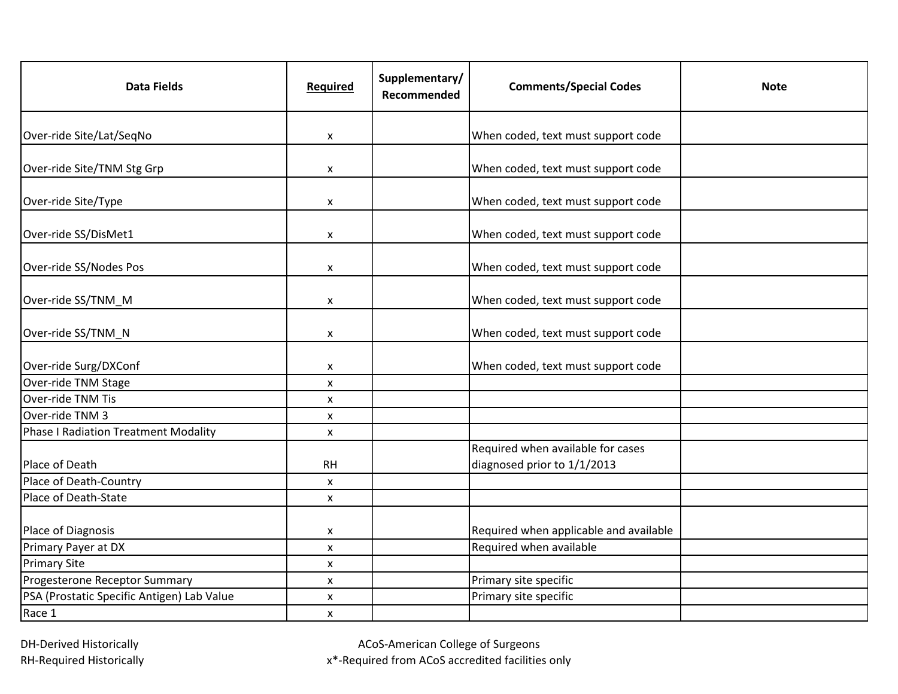| Data Fields | Required | Supplementary/ Recommended | Comments/Special Codes | Note |
|---|---|---|---|---|
| Over-ride Site/Lat/SeqNo | x | | When coded, text must support code | |
| Over-ride Site/TNM Stg Grp | x | | When coded, text must support code | |
| Over-ride Site/Type | x | | When coded, text must support code | |
| Over-ride SS/DisMet1 | x | | When coded, text must support code | |
| Over-ride SS/Nodes Pos | x | | When coded, text must support code | |
| Over-ride SS/TNM_M | x | | When coded, text must support code | |
| Over-ride SS/TNM_N | x | | When coded, text must support code | |
| Over-ride Surg/DXConf | x | | When coded, text must support code | |
| Over-ride TNM Stage | x | | | |
| Over-ride TNM Tis | x | | | |
| Over-ride TNM 3 | x | | | |
| Phase I Radiation Treatment Modality | x | | | |
| Place of Death | RH | | Required when available for cases diagnosed prior to 1/1/2013 | |
| Place of Death-Country | x | | | |
| Place of Death-State | x | | | |
| Place of Diagnosis | x | | Required when applicable and available | |
| Primary Payer at DX | x | | Required when available | |
| Primary Site | x | | | |
| Progesterone Receptor Summary | x | | Primary site specific | |
| PSA (Prostatic Specific Antigen) Lab Value | x | | Primary site specific | |
| Race 1 | x | | | |

DH-Derived Historically

RH-Required Historically

ACoS-American College of Surgeons

x*-Required from ACoS accredited facilities only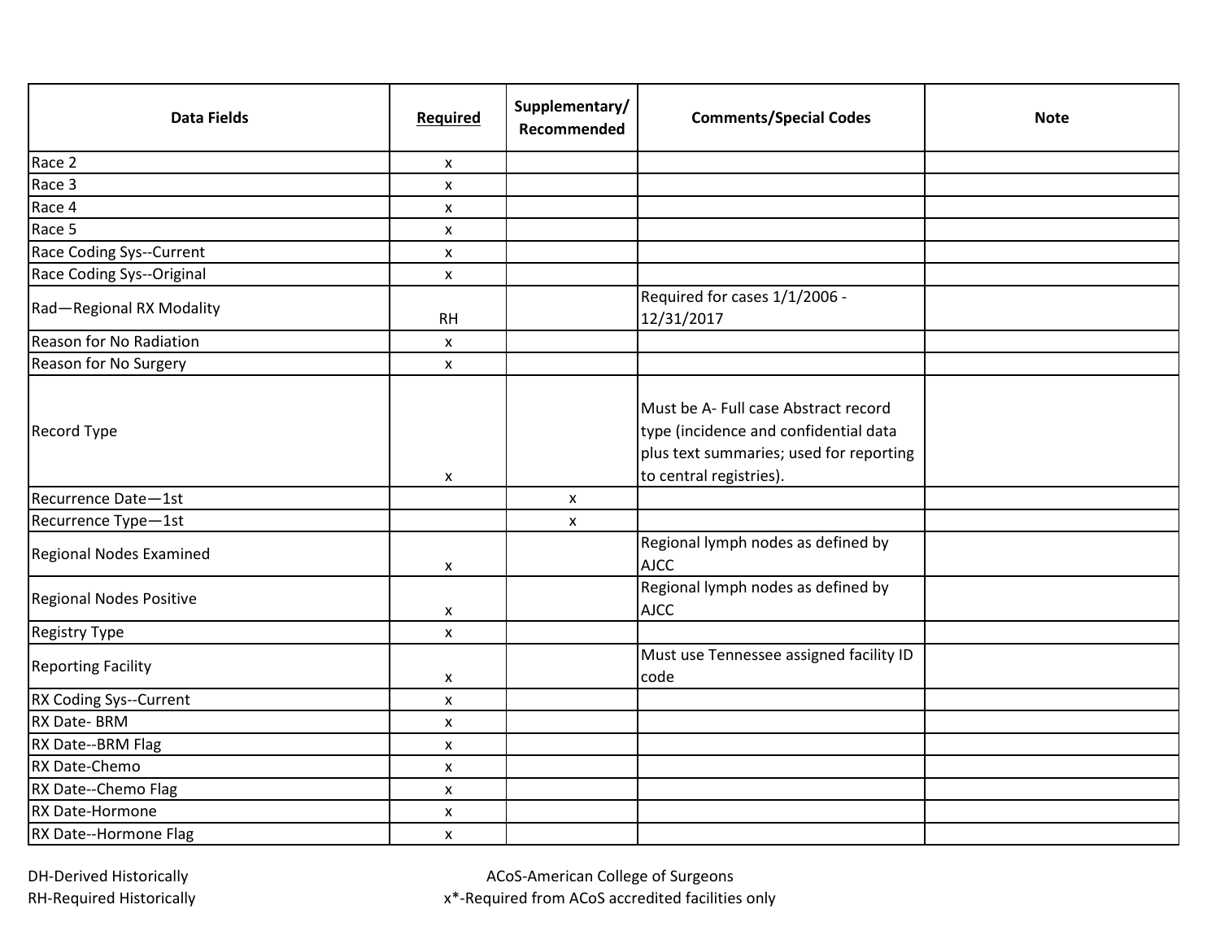| Data Fields | Required | Supplementary/ Recommended | Comments/Special Codes | Note |
| --- | --- | --- | --- | --- |
| Race 2 | x | | | |
| Race 3 | x | | | |
| Race 4 | x | | | |
| Race 5 | x | | | |
| Race Coding Sys--Current | x | | | |
| Race Coding Sys--Original | x | | | |
| Rad—Regional RX Modality | RH | | Required for cases 1/1/2006 - 12/31/2017 | |
| Reason for No Radiation | x | | | |
| Reason for No Surgery | x | | | |
| Record Type | x | | Must be A- Full case Abstract record type (incidence and confidential data plus text summaries; used for reporting to central registries). | |
| Recurrence Date—1st | | x | | |
| Recurrence Type—1st | | x | | |
| Regional Nodes Examined | x | | Regional lymph nodes as defined by AJCC | |
| Regional Nodes Positive | x | | Regional lymph nodes as defined by AJCC | |
| Registry Type | x | | | |
| Reporting Facility | x | | Must use Tennessee assigned facility ID code | |
| RX Coding Sys--Current | x | | | |
| RX Date- BRM | x | | | |
| RX Date--BRM Flag | x | | | |
| RX Date-Chemo | x | | | |
| RX Date--Chemo Flag | x | | | |
| RX Date-Hormone | x | | | |
| RX Date--Hormone Flag | x | | | |

DH-Derived Historically
RH-Required Historically

ACoS-American College of Surgeons
x*-Required from ACoS accredited facilities only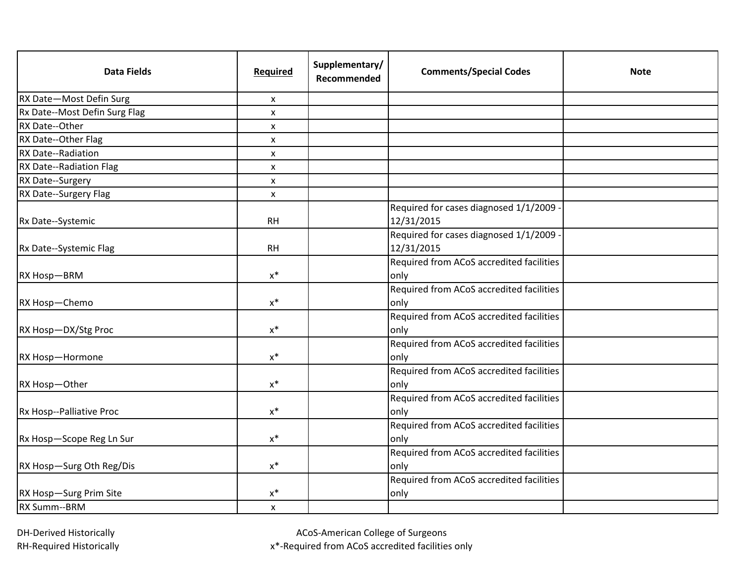| Data Fields | Required | Supplementary/ Recommended | Comments/Special Codes | Note |
|---|---|---|---|---|
| RX Date—Most Defin Surg | x | | | |
| Rx Date--Most Defin Surg Flag | x | | | |
| RX Date--Other | x | | | |
| RX Date--Other Flag | x | | | |
| RX Date--Radiation | x | | | |
| RX Date--Radiation Flag | x | | | |
| RX Date--Surgery | x | | | |
| RX Date--Surgery Flag | x | | | |
| Rx Date--Systemic | RH | | Required for cases diagnosed 1/1/2009 - 12/31/2015 | |
| Rx Date--Systemic Flag | RH | | Required for cases diagnosed 1/1/2009 - 12/31/2015 | |
| RX Hosp—BRM | x* | | Required from ACoS accredited facilities only | |
| RX Hosp—Chemo | x* | | Required from ACoS accredited facilities only | |
| RX Hosp—DX/Stg Proc | x* | | Required from ACoS accredited facilities only | |
| RX Hosp—Hormone | x* | | Required from ACoS accredited facilities only | |
| RX Hosp—Other | x* | | Required from ACoS accredited facilities only | |
| Rx Hosp--Palliative Proc | x* | | Required from ACoS accredited facilities only | |
| Rx Hosp—Scope Reg Ln Sur | x* | | Required from ACoS accredited facilities only | |
| RX Hosp—Surg Oth Reg/Dis | x* | | Required from ACoS accredited facilities only | |
| RX Hosp—Surg Prim Site | x* | | Required from ACoS accredited facilities only | |
| RX Summ--BRM | x | | | |

DH-Derived Historically
RH-Required Historically

ACoS-American College of Surgeons
x*-Required from ACoS accredited facilities only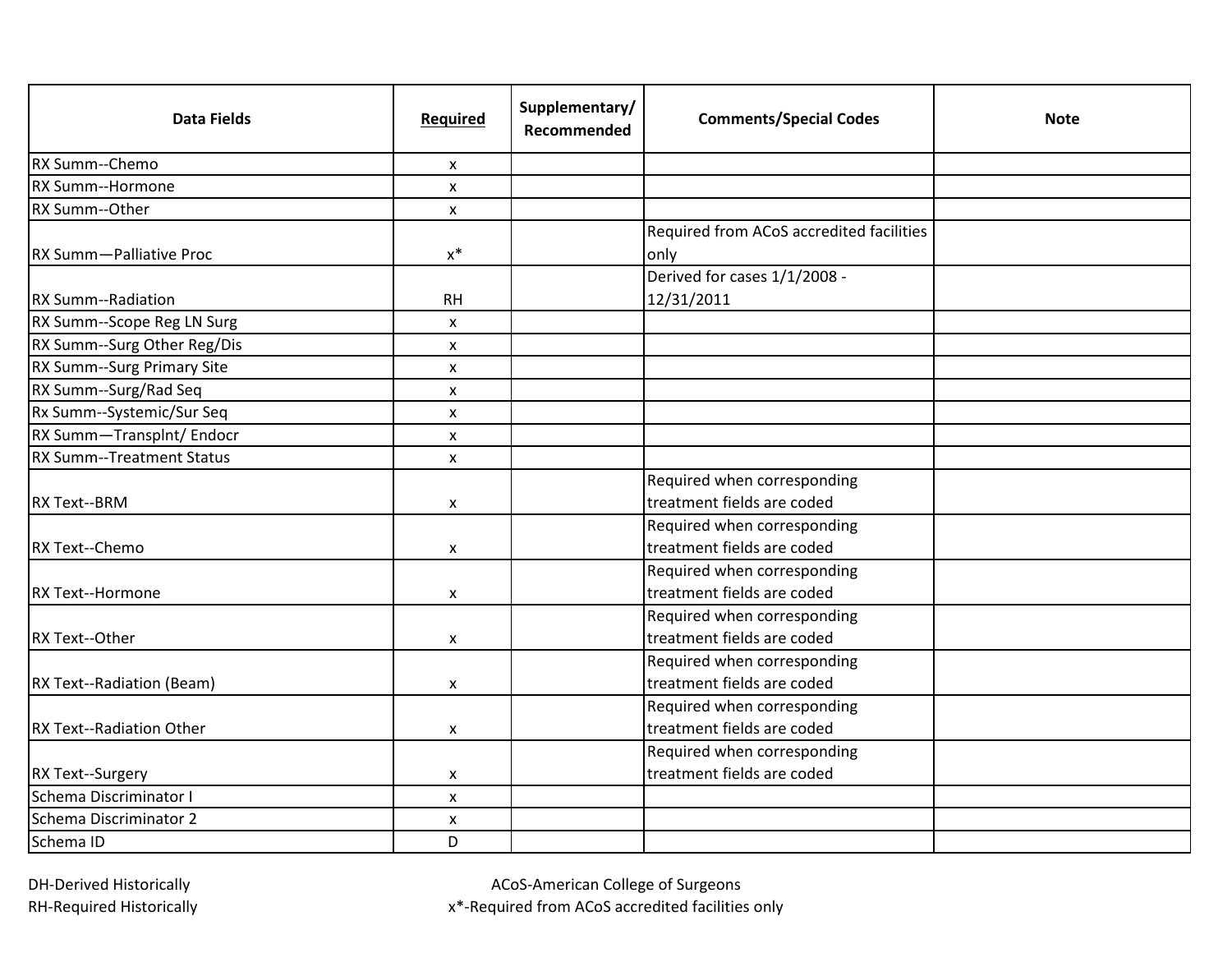| Data Fields | Required | Supplementary/ Recommended | Comments/Special Codes | Note |
| --- | --- | --- | --- | --- |
| RX Summ--Chemo | x | | | |
| RX Summ--Hormone | x | | | |
| RX Summ--Other | x | | | |
| RX Summ—Palliative Proc | x* | | Required from ACoS accredited facilities only | |
| RX Summ--Radiation | RH | | Derived for cases 1/1/2008 - 12/31/2011 | |
| RX Summ--Scope Reg LN Surg | x | | | |
| RX Summ--Surg Other Reg/Dis | x | | | |
| RX Summ--Surg Primary Site | x | | | |
| RX Summ--Surg/Rad Seq | x | | | |
| Rx Summ--Systemic/Sur Seq | x | | | |
| RX Summ—Transplnt/ Endocr | x | | | |
| RX Summ--Treatment Status | x | | | |
| RX Text--BRM | x | | Required when corresponding treatment fields are coded | |
| RX Text--Chemo | x | | Required when corresponding treatment fields are coded | |
| RX Text--Hormone | x | | Required when corresponding treatment fields are coded | |
| RX Text--Other | x | | Required when corresponding treatment fields are coded | |
| RX Text--Radiation (Beam) | x | | Required when corresponding treatment fields are coded | |
| RX Text--Radiation Other | x | | Required when corresponding treatment fields are coded | |
| RX Text--Surgery | x | | Required when corresponding treatment fields are coded | |
| Schema Discriminator I | x | | | |
| Schema Discriminator 2 | x | | | |
| Schema ID | D | | | |

DH-Derived Historically
RH-Required Historically

ACoS-American College of Surgeons
x*-Required from ACoS accredited facilities only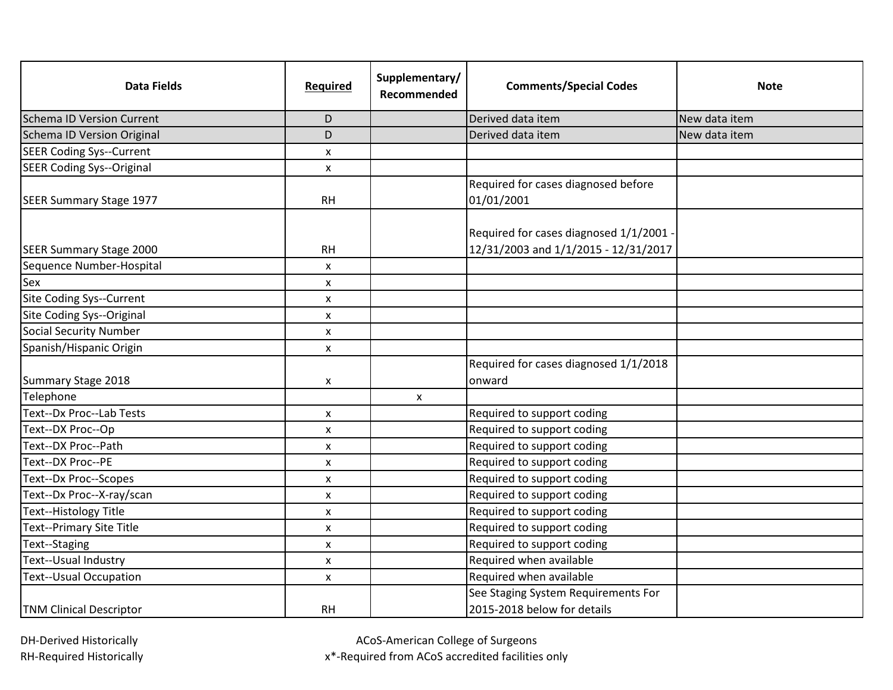| Data Fields | Required | Supplementary/ Recommended | Comments/Special Codes | Note |
|---|---|---|---|---|
| Schema ID Version Current | D | | Derived data item | New data item |
| Schema ID Version Original | D | | Derived data item | New data item |
| SEER Coding Sys--Current | x | | | |
| SEER Coding Sys--Original | x | | | |
| SEER Summary Stage 1977 | RH | | Required for cases diagnosed before 01/01/2001 | |
| SEER Summary Stage 2000 | RH | | Required for cases diagnosed 1/1/2001 - 12/31/2003 and 1/1/2015 - 12/31/2017 | |
| Sequence Number-Hospital | x | | | |
| Sex | x | | | |
| Site Coding Sys--Current | x | | | |
| Site Coding Sys--Original | x | | | |
| Social Security Number | x | | | |
| Spanish/Hispanic Origin | x | | | |
| Summary Stage 2018 | x | | Required for cases diagnosed 1/1/2018 onward | |
| Telephone | | x | | |
| Text--Dx Proc--Lab Tests | x | | Required to support coding | |
| Text--DX Proc--Op | x | | Required to support coding | |
| Text--DX Proc--Path | x | | Required to support coding | |
| Text--DX Proc--PE | x | | Required to support coding | |
| Text--Dx Proc--Scopes | x | | Required to support coding | |
| Text--Dx Proc--X-ray/scan | x | | Required to support coding | |
| Text--Histology Title | x | | Required to support coding | |
| Text--Primary Site Title | x | | Required to support coding | |
| Text--Staging | x | | Required to support coding | |
| Text--Usual Industry | x | | Required when available | |
| Text--Usual Occupation | x | | Required when available | |
| TNM Clinical Descriptor | RH | | See Staging System Requirements For 2015-2018 below for details | |

DH-Derived Historically
RH-Required Historically

ACoS-American College of Surgeons
x*-Required from ACoS accredited facilities only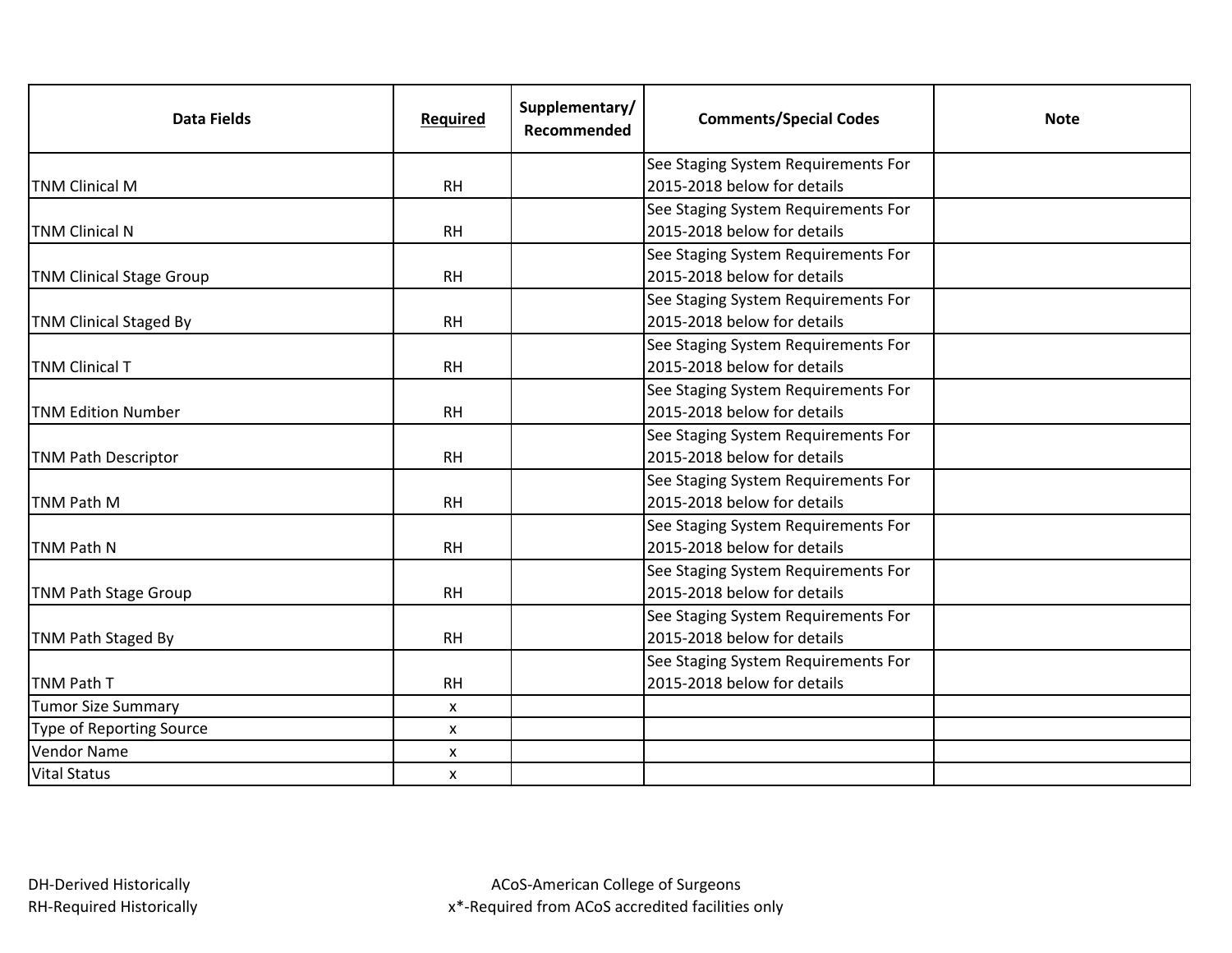| Data Fields | Required | Supplementary/ Recommended | Comments/Special Codes | Note |
|---|---|---|---|---|
| TNM Clinical M | RH | | See Staging System Requirements For 2015-2018 below for details | |
| TNM Clinical N | RH | | See Staging System Requirements For 2015-2018 below for details | |
| TNM Clinical Stage Group | RH | | See Staging System Requirements For 2015-2018 below for details | |
| TNM Clinical Staged By | RH | | See Staging System Requirements For 2015-2018 below for details | |
| TNM Clinical T | RH | | See Staging System Requirements For 2015-2018 below for details | |
| TNM Edition Number | RH | | See Staging System Requirements For 2015-2018 below for details | |
| TNM Path Descriptor | RH | | See Staging System Requirements For 2015-2018 below for details | |
| TNM Path M | RH | | See Staging System Requirements For 2015-2018 below for details | |
| TNM Path N | RH | | See Staging System Requirements For 2015-2018 below for details | |
| TNM Path Stage Group | RH | | See Staging System Requirements For 2015-2018 below for details | |
| TNM Path Staged By | RH | | See Staging System Requirements For 2015-2018 below for details | |
| TNM Path T | RH | | See Staging System Requirements For 2015-2018 below for details | |
| Tumor Size Summary | x | | | |
| Type of Reporting Source | x | | | |
| Vendor Name | x | | | |
| Vital Status | x | | | |

DH-Derived Historically
RH-Required Historically

ACoS-American College of Surgeons
x*-Required from ACoS accredited facilities only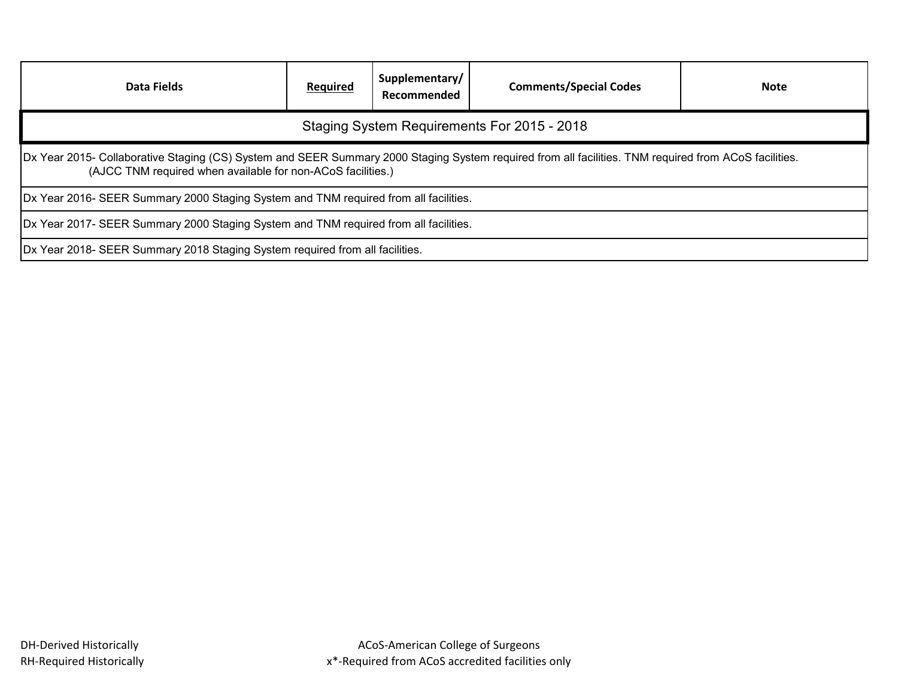| Data Fields | Required | Supplementary/ Recommended | Comments/Special Codes | Note |
|---|---|---|---|---|
| Staging System Requirements For 2015 - 2018 | | | | |
| Dx Year 2015- Collaborative Staging (CS) System and SEER Summary 2000 Staging System required from all facilities. TNM required from ACoS facilities. (AJCC TNM required when available for non-ACoS facilities.) | | | | |
| Dx Year 2016- SEER Summary 2000 Staging System and TNM required from all facilities. | | | | |
| Dx Year 2017- SEER Summary 2000 Staging System and TNM required from all facilities. | | | | |
| Dx Year 2018- SEER Summary 2018 Staging System required from all facilities. | | | | |

DH-Derived Historically
RH-Required Historically

ACoS-American College of Surgeons
x*-Required from ACoS accredited facilities only